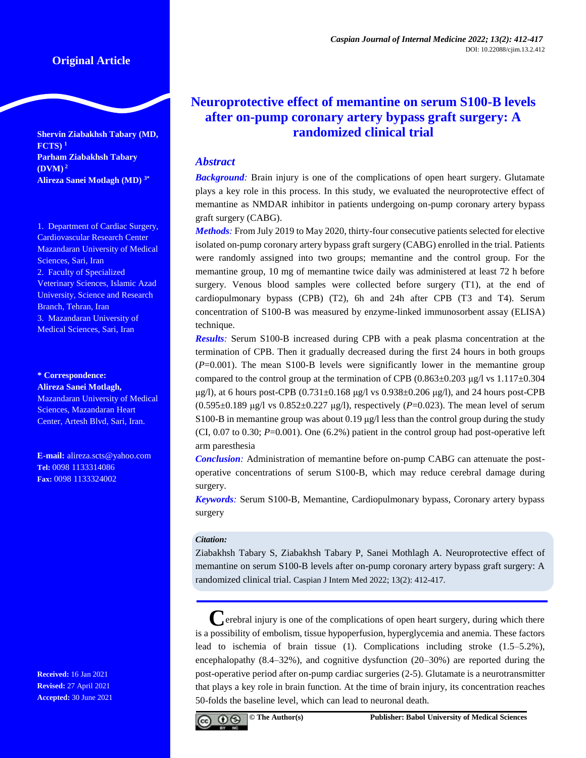Original Article

# Neuroprotective effect of memantine on serum S100-B levels after on-pump coronary artery bypass graft surgery: A randomized clinical trial

**Shervin Ziabakhsh Tabary (MD, FCTS)** [1]
**Parham Ziabakhsh Tabary (DVM)** [2]
**Alireza Sanei Motlagh (MD)** [3*]

1. Department of Cardiac Surgery, Cardiovascular Research Center Mazandaran University of Medical Sciences, Sari, Iran
2. Faculty of Specialized Veterinary Sciences, Islamic Azad University, Science and Research Branch, Tehran, Iran
3. Mazandaran University of Medical Sciences, Sari, Iran

**\* Correspondence:**
**Alireza Sanei Motlagh,**
Mazandaran University of Medical Sciences, Mazandaran Heart Center, Artesh Blvd, Sari, Iran.

**E-mail:** alireza.scts@yahoo.com
**Tel:** 0098 1133314086
**Fax:** 0098 1133324002

**Received:** 16 Jan 2021
**Revised:** 27 April 2021
**Accepted:** 30 June 2021

## Abstract

***Background:*** Brain injury is one of the complications of open heart surgery. Glutamate plays a key role in this process. In this study, we evaluated the neuroprotective effect of memantine as NMDAR inhibitor in patients undergoing on-pump coronary artery bypass graft surgery (CABG).

***Methods:*** From July 2019 to May 2020, thirty-four consecutive patients selected for elective isolated on-pump coronary artery bypass graft surgery (CABG) enrolled in the trial. Patients were randomly assigned into two groups; memantine and the control group. For the memantine group, 10 mg of memantine twice daily was administered at least 72 h before surgery. Venous blood samples were collected before surgery (T1), at the end of cardiopulmonary bypass (CPB) (T2), 6h and 24h after CPB (T3 and T4). Serum concentration of S100-B was measured by enzyme-linked immunosorbent assay (ELISA) technique.

***Results:*** Serum S100-B increased during CPB with a peak plasma concentration at the termination of CPB. Then it gradually decreased during the first 24 hours in both groups (*P*=0.001). The mean S100-B levels were significantly lower in the memantine group compared to the control group at the termination of CPB (0.863±0.203 µg/l vs 1.117±0.304 µg/l), at 6 hours post-CPB (0.731±0.168 µg/l vs 0.938±0.206 µg/l), and 24 hours post-CPB (0.595±0.189 µg/l vs 0.852±0.227 µg/l), respectively (*P*=0.023). The mean level of serum S100-B in memantine group was about 0.19 µg/l less than the control group during the study (CI, 0.07 to 0.30; *P*=0.001). One (6.2%) patient in the control group had post-operative left arm paresthesia

***Conclusion:*** Administration of memantine before on-pump CABG can attenuate the post-operative concentrations of serum S100-B, which may reduce cerebral damage during surgery.

***Keywords:*** Serum S100-B, Memantine, Cardiopulmonary bypass, Coronary artery bypass surgery

***Citation:***
Ziabakhsh Tabary S, Ziabakhsh Tabary P, Sanei Mothlagh A. Neuroprotective effect of memantine on serum S100-B levels after on-pump coronary artery bypass graft surgery: A randomized clinical trial. Caspian J Intern Med 2022; 13(2): 412-417.

Cerebral injury is one of the complications of open heart surgery, during which there is a possibility of embolism, tissue hypoperfusion, hyperglycemia and anemia. These factors lead to ischemia of brain tissue (1). Complications including stroke (1.5–5.2%), encephalopathy (8.4–32%), and cognitive dysfunction (20–30%) are reported during the post-operative period after on-pump cardiac surgeries (2-5). Glutamate is a neurotransmitter that plays a key role in brain function. At the time of brain injury, its concentration reaches 50-folds the baseline level, which can lead to neuronal death.

© The Author(s) Publisher: Babol University of Medical Sciences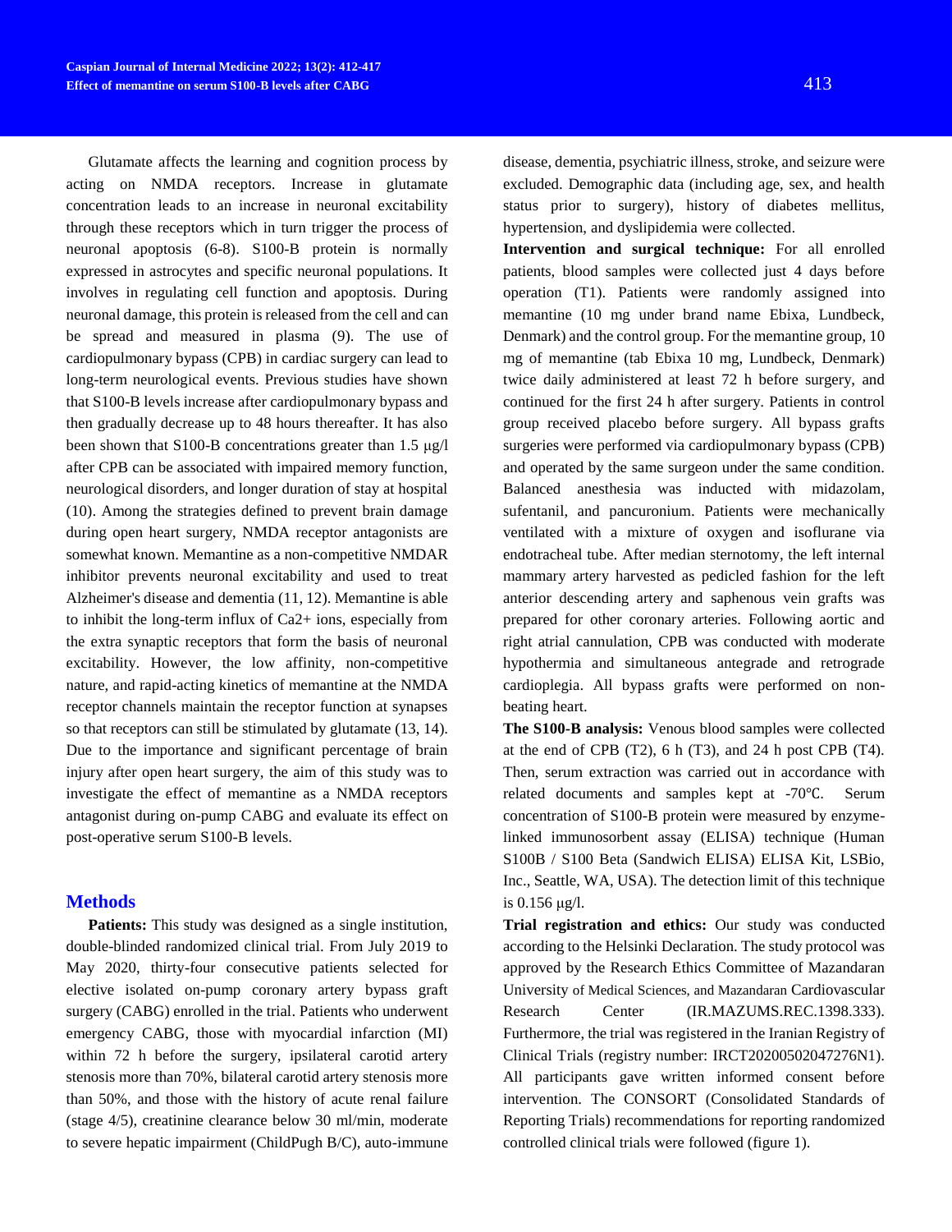Glutamate affects the learning and cognition process by acting on NMDA receptors. Increase in glutamate concentration leads to an increase in neuronal excitability through these receptors which in turn trigger the process of neuronal apoptosis (6-8). S100-B protein is normally expressed in astrocytes and specific neuronal populations. It involves in regulating cell function and apoptosis. During neuronal damage, this protein is released from the cell and can be spread and measured in plasma (9). The use of cardiopulmonary bypass (CPB) in cardiac surgery can lead to long-term neurological events. Previous studies have shown that S100-B levels increase after cardiopulmonary bypass and then gradually decrease up to 48 hours thereafter. It has also been shown that S100-B concentrations greater than 1.5 μg/l after CPB can be associated with impaired memory function, neurological disorders, and longer duration of stay at hospital (10). Among the strategies defined to prevent brain damage during open heart surgery, NMDA receptor antagonists are somewhat known. Memantine as a non-competitive NMDAR inhibitor prevents neuronal excitability and used to treat Alzheimer's disease and dementia (11, 12). Memantine is able to inhibit the long-term influx of $Ca^{2+}$ ions, especially from the extra synaptic receptors that form the basis of neuronal excitability. However, the low affinity, non-competitive nature, and rapid-acting kinetics of memantine at the NMDA receptor channels maintain the receptor function at synapses so that receptors can still be stimulated by glutamate (13, 14). Due to the importance and significant percentage of brain injury after open heart surgery, the aim of this study was to investigate the effect of memantine as a NMDA receptors antagonist during on-pump CABG and evaluate its effect on post-operative serum S100-B levels.

## Methods

**Patients:** This study was designed as a single institution, double-blinded randomized clinical trial. From July 2019 to May 2020, thirty-four consecutive patients selected for elective isolated on-pump coronary artery bypass graft surgery (CABG) enrolled in the trial. Patients who underwent emergency CABG, those with myocardial infarction (MI) within 72 h before the surgery, ipsilateral carotid artery stenosis more than 70%, bilateral carotid artery stenosis more than 50%, and those with the history of acute renal failure (stage 4/5), creatinine clearance below 30 ml/min, moderate to severe hepatic impairment (ChildPugh B/C), auto-immune disease, dementia, psychiatric illness, stroke, and seizure were excluded. Demographic data (including age, sex, and health status prior to surgery), history of diabetes mellitus, hypertension, and dyslipidemia were collected.

**Intervention and surgical technique:** For all enrolled patients, blood samples were collected just 4 days before operation (T1). Patients were randomly assigned into memantine (10 mg under brand name Ebixa, Lundbeck, Denmark) and the control group. For the memantine group, 10 mg of memantine (tab Ebixa 10 mg, Lundbeck, Denmark) twice daily administered at least 72 h before surgery, and continued for the first 24 h after surgery. Patients in control group received placebo before surgery. All bypass grafts surgeries were performed via cardiopulmonary bypass (CPB) and operated by the same surgeon under the same condition. Balanced anesthesia was inducted with midazolam, sufentanil, and pancuronium. Patients were mechanically ventilated with a mixture of oxygen and isoflurane via endotracheal tube. After median sternotomy, the left internal mammary artery harvested as pedicled fashion for the left anterior descending artery and saphenous vein grafts was prepared for other coronary arteries. Following aortic and right atrial cannulation, CPB was conducted with moderate hypothermia and simultaneous antegrade and retrograde cardioplegia. All bypass grafts were performed on non-beating heart.

**The S100-B analysis:** Venous blood samples were collected at the end of CPB (T2), 6 h (T3), and 24 h post CPB (T4). Then, serum extraction was carried out in accordance with related documents and samples kept at -70℃. Serum concentration of S100-B protein were measured by enzyme-linked immunosorbent assay (ELISA) technique (Human S100B / S100 Beta (Sandwich ELISA) ELISA Kit, LSBio, Inc., Seattle, WA, USA). The detection limit of this technique is 0.156 μg/l.

**Trial registration and ethics:** Our study was conducted according to the Helsinki Declaration. The study protocol was approved by the Research Ethics Committee of Mazandaran University of Medical Sciences, and Mazandaran Cardiovascular Research Center (IR.MAZUMS.REC.1398.333). Furthermore, the trial was registered in the Iranian Registry of Clinical Trials (registry number: IRCT20200502047276N1). All participants gave written informed consent before intervention. The CONSORT (Consolidated Standards of Reporting Trials) recommendations for reporting randomized controlled clinical trials were followed (figure 1).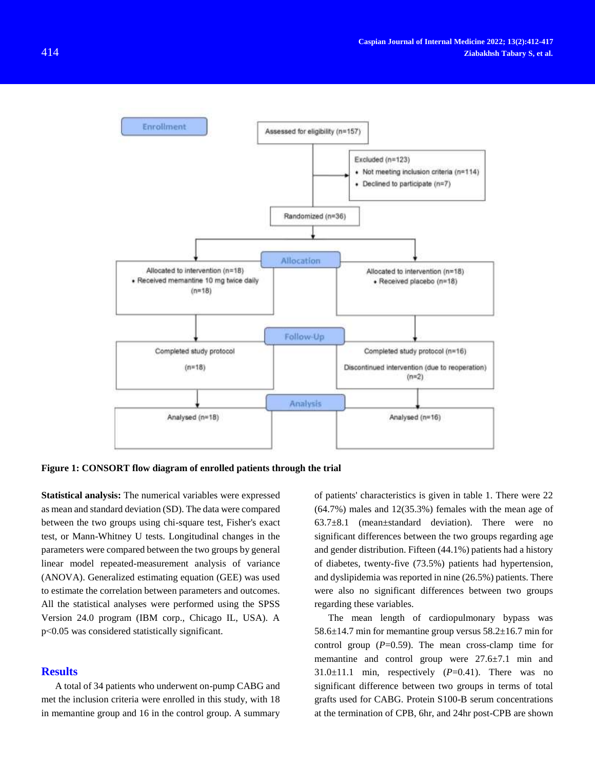Figure 1: CONSORT flow diagram of enrolled patients through the trial

**Statistical analysis:** The numerical variables were expressed as mean and standard deviation (SD). The data were compared between the two groups using chi-square test, Fisher's exact test, or Mann-Whitney U tests. Longitudinal changes in the parameters were compared between the two groups by general linear model repeated-measurement analysis of variance (ANOVA). Generalized estimating equation (GEE) was used to estimate the correlation between parameters and outcomes. All the statistical analyses were performed using the SPSS Version 24.0 program (IBM corp., Chicago IL, USA). A $p<0.05$ was considered statistically significant.

## Results

A total of 34 patients who underwent on-pump CABG and met the inclusion criteria were enrolled in this study, with 18 in memantine group and 16 in the control group. A summary of patients' characteristics is given in table 1. There were 22 (64.7%) males and 12(35.3%) females with the mean age of 63.7±8.1 (mean±standard deviation). There were no significant differences between the two groups regarding age and gender distribution. Fifteen (44.1%) patients had a history of diabetes, twenty-five (73.5%) patients had hypertension, and dyslipidemia was reported in nine (26.5%) patients. There were also no significant differences between two groups regarding these variables.

The mean length of cardiopulmonary bypass was 58.6±14.7 min for memantine group versus 58.2±16.7 min for control group ($P$=0.59). The mean cross-clamp time for memantine and control group were 27.6±7.1 min and 31.0±11.1 min, respectively ($P$=0.41). There was no significant difference between two groups in terms of total grafts used for CABG. Protein S100-B serum concentrations at the termination of CPB, 6hr, and 24hr post-CPB are shown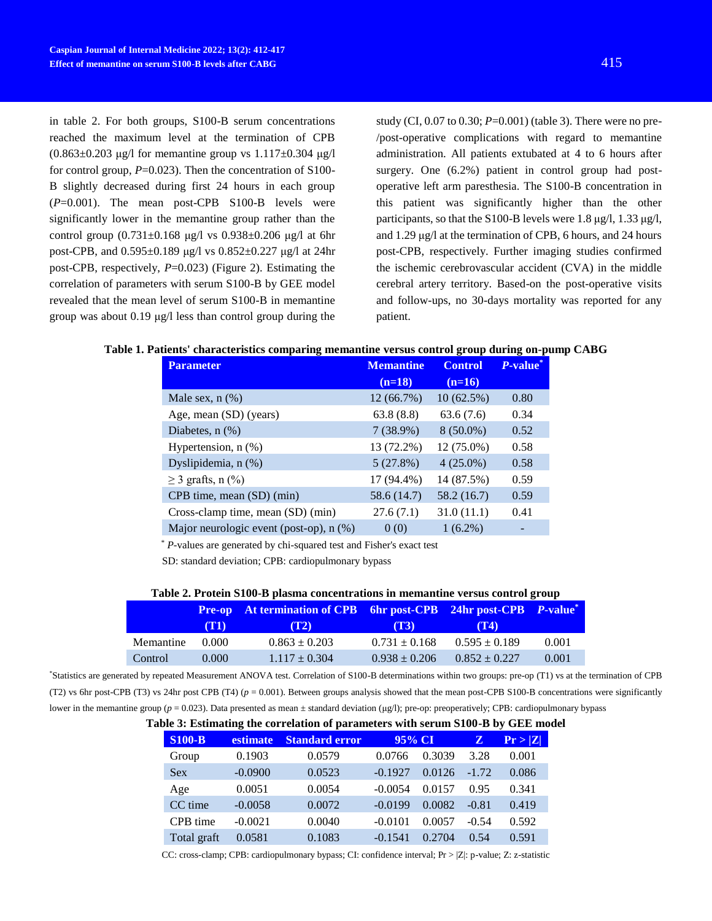in table 2. For both groups, S100-B serum concentrations reached the maximum level at the termination of CPB (0.863±0.203 µg/l for memantine group vs 1.117±0.304 µg/l for control group, *P*=0.023). Then the concentration of S100-B slightly decreased during first 24 hours in each group (*P*=0.001). The mean post-CPB S100-B levels were significantly lower in the memantine group rather than the control group (0.731±0.168 µg/l vs 0.938±0.206 µg/l at 6hr post-CPB, and 0.595±0.189 µg/l vs 0.852±0.227 µg/l at 24hr post-CPB, respectively, *P*=0.023) (Figure 2). Estimating the correlation of parameters with serum S100-B by GEE model revealed that the mean level of serum S100-B in memantine group was about 0.19 µg/l less than control group during the study (CI, 0.07 to 0.30; *P*=0.001) (table 3). There were no pre-/post-operative complications with regard to memantine administration. All patients extubated at 4 to 6 hours after surgery. One (6.2%) patient in control group had post-operative left arm paresthesia. The S100-B concentration in this patient was significantly higher than the other participants, so that the S100-B levels were 1.8 µg/l, 1.33 µg/l, and 1.29 µg/l at the termination of CPB, 6 hours, and 24 hours post-CPB, respectively. Further imaging studies confirmed the ischemic cerebrovascular accident (CVA) in the middle cerebral artery territory. Based-on the post-operative visits and follow-ups, no 30-days mortality was reported for any patient.

**Table 1. Patients' characteristics comparing memantine versus control group during on-pump CABG**

| Parameter | Memantine (n=18) | Control (n=16) | *P*-value* |
|---|---|---|---|
| Male sex, n (%) | 12 (66.7%) | 10 (62.5%) | 0.80 |
| Age, mean (SD) (years) | 63.8 (8.8) | 63.6 (7.6) | 0.34 |
| Diabetes, n (%) | 7 (38.9%) | 8 (50.0%) | 0.52 |
| Hypertension, n (%) | 13 (72.2%) | 12 (75.0%) | 0.58 |
| Dyslipidemia, n (%) | 5 (27.8%) | 4 (25.0%) | 0.58 |
| ≥ 3 grafts, n (%) | 17 (94.4%) | 14 (87.5%) | 0.59 |
| CPB time, mean (SD) (min) | 58.6 (14.7) | 58.2 (16.7) | 0.59 |
| Cross-clamp time, mean (SD) (min) | 27.6 (7.1) | 31.0 (11.1) | 0.41 |
| Major neurologic event (post-op), n (%) | 0 (0) | 1 (6.2%) | - |

* *P*-values are generated by chi-squared test and Fisher's exact test

SD: standard deviation; CPB: cardiopulmonary bypass

**Table 2. Protein S100-B plasma concentrations in memantine versus control group**

| | Pre-op (T1) | At termination of CPB (T2) | 6hr post-CPB (T3) | 24hr post-CPB (T4) | *P*-value* |
|---|---|---|---|---|---|
| Memantine | 0.000 | 0.863 ± 0.203 | 0.731 ± 0.168 | 0.595 ± 0.189 | 0.001 |
| Control | 0.000 | 1.117 ± 0.304 | 0.938 ± 0.206 | 0.852 ± 0.227 | 0.001 |

*Statistics are generated by repeated Measurement ANOVA test. Correlation of S100-B determinations within two groups: pre-op (T1) vs at the termination of CPB (T2) vs 6hr post-CPB (T3) vs 24hr post CPB (T4) ($p$ = 0.001). Between groups analysis showed that the mean post-CPB S100-B concentrations were significantly lower in the memantine group ($p$ = 0.023). Data presented as mean ± standard deviation (µg/l); pre-op: preoperatively; CPB: cardiopulmonary bypass

**Table 3: Estimating the correlation of parameters with serum S100-B by GEE model**

| S100-B | estimate | Standard error | 95% CI | | Z | Pr > \|Z\| |
|---|---|---|---|---|---|---|
| Group | 0.1903 | 0.0579 | 0.0766 | 0.3039 | 3.28 | 0.001 |
| Sex | -0.0900 | 0.0523 | -0.1927 | 0.0126 | -1.72 | 0.086 |
| Age | 0.0051 | 0.0054 | -0.0054 | 0.0157 | 0.95 | 0.341 |
| CC time | -0.0058 | 0.0072 | -0.0199 | 0.0082 | -0.81 | 0.419 |
| CPB time | -0.0021 | 0.0040 | -0.0101 | 0.0057 | -0.54 | 0.592 |
| Total graft | 0.0581 | 0.1083 | -0.1541 | 0.2704 | 0.54 | 0.591 |

CC: cross-clamp; CPB: cardiopulmonary bypass; CI: confidence interval; Pr > |Z|: p-value; Z: z-statistic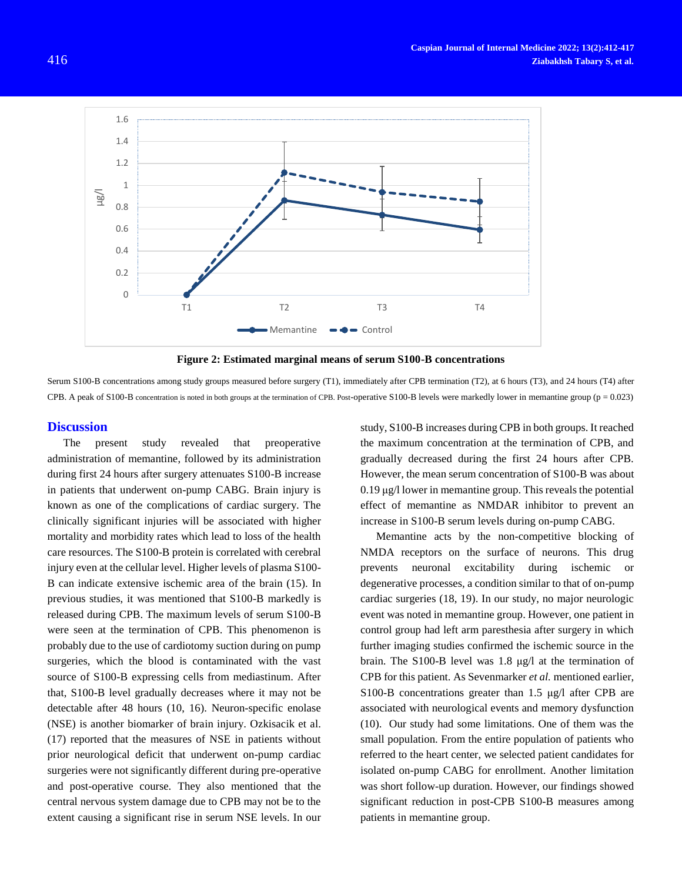**Figure 2: Estimated marginal means of serum S100-B concentrations**

Serum S100-B concentrations among study groups measured before surgery (T1), immediately after CPB termination (T2), at 6 hours (T3), and 24 hours (T4) after CPB. A peak of S100-B concentration is noted in both groups at the termination of CPB. Post-operative S100-B levels were markedly lower in memantine group (p = 0.023)

## Discussion

The present study revealed that preoperative administration of memantine, followed by its administration during first 24 hours after surgery attenuates S100-B increase in patients that underwent on-pump CABG. Brain injury is known as one of the complications of cardiac surgery. The clinically significant injuries will be associated with higher mortality and morbidity rates which lead to loss of the health care resources. The S100-B protein is correlated with cerebral injury even at the cellular level. Higher levels of plasma S100-B can indicate extensive ischemic area of the brain (15). In previous studies, it was mentioned that S100-B markedly is released during CPB. The maximum levels of serum S100-B were seen at the termination of CPB. This phenomenon is probably due to the use of cardiotomy suction during on pump surgeries, which the blood is contaminated with the vast source of S100-B expressing cells from mediastinum. After that, S100-B level gradually decreases where it may not be detectable after 48 hours (10, 16). Neuron-specific enolase (NSE) is another biomarker of brain injury. Ozkisacik et al. (17) reported that the measures of NSE in patients without prior neurological deficit that underwent on-pump cardiac surgeries were not significantly different during pre-operative and post-operative course. They also mentioned that the central nervous system damage due to CPB may not be to the extent causing a significant rise in serum NSE levels. In our study, S100-B increases during CPB in both groups. It reached the maximum concentration at the termination of CPB, and gradually decreased during the first 24 hours after CPB. However, the mean serum concentration of S100-B was about 0.19 µg/l lower in memantine group. This reveals the potential effect of memantine as NMDAR inhibitor to prevent an increase in S100-B serum levels during on-pump CABG.

Memantine acts by the non-competitive blocking of NMDA receptors on the surface of neurons. This drug prevents neuronal excitability during ischemic or degenerative processes, a condition similar to that of on-pump cardiac surgeries (18, 19). In our study, no major neurologic event was noted in memantine group. However, one patient in control group had left arm paresthesia after surgery in which further imaging studies confirmed the ischemic source in the brain. The S100-B level was 1.8 µg/l at the termination of CPB for this patient. As Sevenmarker *et al.* mentioned earlier, S100-B concentrations greater than 1.5 µg/l after CPB are associated with neurological events and memory dysfunction (10). Our study had some limitations. One of them was the small population. From the entire population of patients who referred to the heart center, we selected patient candidates for isolated on-pump CABG for enrollment. Another limitation was short follow-up duration. However, our findings showed significant reduction in post-CPB S100-B measures among patients in memantine group.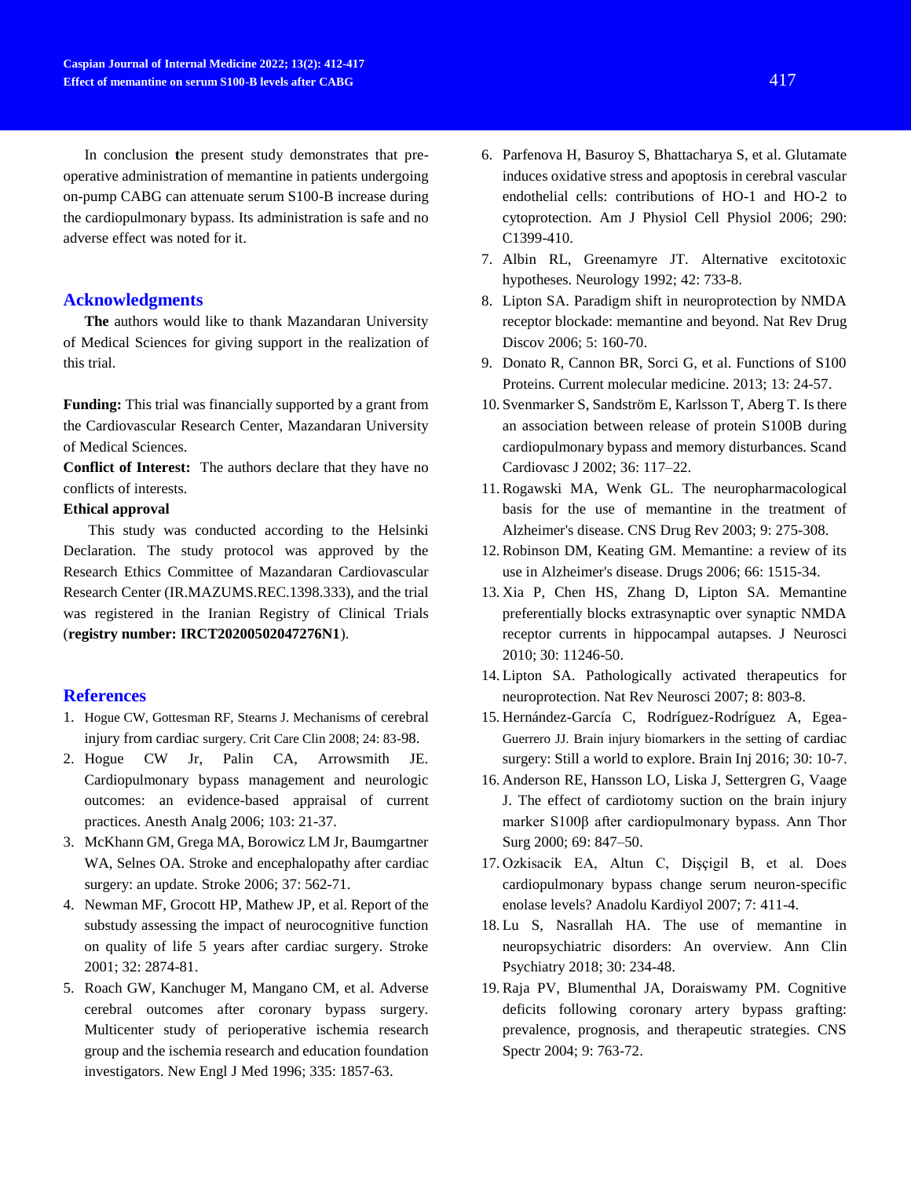In conclusion the present study demonstrates that pre-operative administration of memantine in patients undergoing on-pump CABG can attenuate serum S100-B increase during the cardiopulmonary bypass. Its administration is safe and no adverse effect was noted for it.

## Acknowledgments

**The** authors would like to thank Mazandaran University of Medical Sciences for giving support in the realization of this trial.

**Funding:** This trial was financially supported by a grant from the Cardiovascular Research Center, Mazandaran University of Medical Sciences.

**Conflict of Interest:** The authors declare that they have no conflicts of interests.

**Ethical approval**

This study was conducted according to the Helsinki Declaration. The study protocol was approved by the Research Ethics Committee of Mazandaran Cardiovascular Research Center (IR.MAZUMS.REC.1398.333), and the trial was registered in the Iranian Registry of Clinical Trials (**registry number: IRCT20200502047276N1**).

## References

1. Hogue CW, Gottesman RF, Stearns J. Mechanisms of cerebral injury from cardiac surgery. Crit Care Clin 2008; 24: 83-98.
2. Hogue CW Jr, Palin CA, Arrowsmith JE. Cardiopulmonary bypass management and neurologic outcomes: an evidence-based appraisal of current practices. Anesth Analg 2006; 103: 21-37.
3. McKhann GM, Grega MA, Borowicz LM Jr, Baumgartner WA, Selnes OA. Stroke and encephalopathy after cardiac surgery: an update. Stroke 2006; 37: 562-71.
4. Newman MF, Grocott HP, Mathew JP, et al. Report of the substudy assessing the impact of neurocognitive function on quality of life 5 years after cardiac surgery. Stroke 2001; 32: 2874-81.
5. Roach GW, Kanchuger M, Mangano CM, et al. Adverse cerebral outcomes after coronary bypass surgery. Multicenter study of perioperative ischemia research group and the ischemia research and education foundation investigators. New Engl J Med 1996; 335: 1857-63.
6. Parfenova H, Basuroy S, Bhattacharya S, et al. Glutamate induces oxidative stress and apoptosis in cerebral vascular endothelial cells: contributions of HO-1 and HO-2 to cytoprotection. Am J Physiol Cell Physiol 2006; 290: C1399-410.
7. Albin RL, Greenamyre JT. Alternative excitotoxic hypotheses. Neurology 1992; 42: 733-8.
8. Lipton SA. Paradigm shift in neuroprotection by NMDA receptor blockade: memantine and beyond. Nat Rev Drug Discov 2006; 5: 160-70.
9. Donato R, Cannon BR, Sorci G, et al. Functions of S100 Proteins. Current molecular medicine. 2013; 13: 24-57.
10. Svenmarker S, Sandström E, Karlsson T, Aberg T. Is there an association between release of protein S100B during cardiopulmonary bypass and memory disturbances. Scand Cardiovasc J 2002; 36: 117–22.
11. Rogawski MA, Wenk GL. The neuropharmacological basis for the use of memantine in the treatment of Alzheimer's disease. CNS Drug Rev 2003; 9: 275-308.
12. Robinson DM, Keating GM. Memantine: a review of its use in Alzheimer's disease. Drugs 2006; 66: 1515-34.
13. Xia P, Chen HS, Zhang D, Lipton SA. Memantine preferentially blocks extrasynaptic over synaptic NMDA receptor currents in hippocampal autapses. J Neurosci 2010; 30: 11246-50.
14. Lipton SA. Pathologically activated therapeutics for neuroprotection. Nat Rev Neurosci 2007; 8: 803-8.
15. Hernández-García C, Rodríguez-Rodríguez A, Egea-Guerrero JJ. Brain injury biomarkers in the setting of cardiac surgery: Still a world to explore. Brain Inj 2016; 30: 10-7.
16. Anderson RE, Hansson LO, Liska J, Settergren G, Vaage J. The effect of cardiotomy suction on the brain injury marker S100β after cardiopulmonary bypass. Ann Thor Surg 2000; 69: 847–50.
17. Ozkisacik EA, Altun C, Dişçigil B, et al. Does cardiopulmonary bypass change serum neuron-specific enolase levels? Anadolu Kardiyol 2007; 7: 411-4.
18. Lu S, Nasrallah HA. The use of memantine in neuropsychiatric disorders: An overview. Ann Clin Psychiatry 2018; 30: 234-48.
19. Raja PV, Blumenthal JA, Doraiswamy PM. Cognitive deficits following coronary artery bypass grafting: prevalence, prognosis, and therapeutic strategies. CNS Spectr 2004; 9: 763-72.